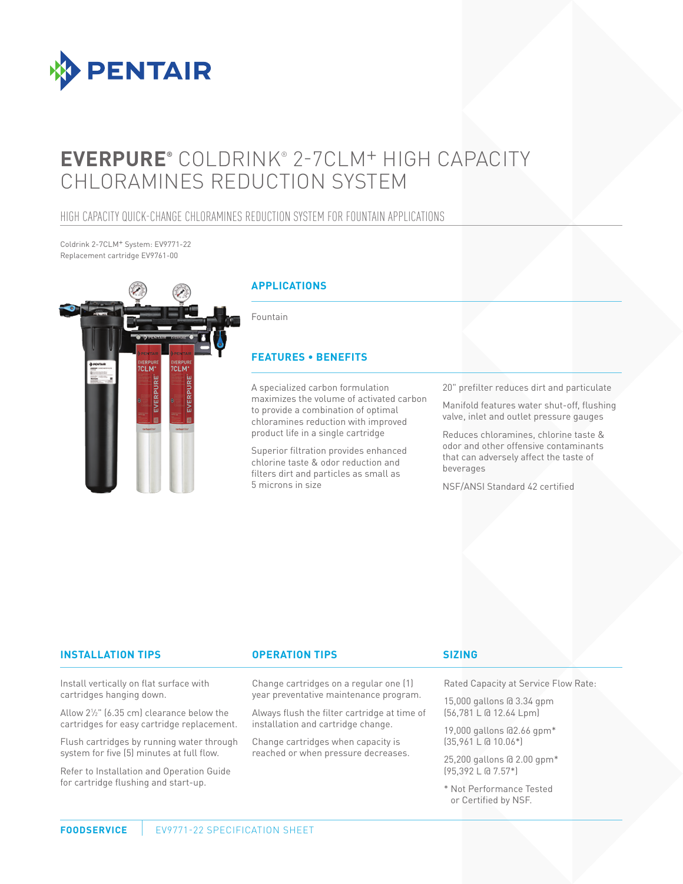PENTAIR

# EVERPURE® COLDRINK® 2-7CLM+ HIGH CAPACITY CHLORAMINES REDUCTION SYSTEM

## HIGH CAPACITY QUICK-CHANGE CHLORAMINES REDUCTION SYSTEM FOR FOUNTAIN APPLICATIONS

Coldrink 2-7CLM+ System: EV9771-22
Replacement cartridge EV9761-00

### APPLICATIONS

Fountain

### FEATURES • BENEFITS

A specialized carbon formulation maximizes the volume of activated carbon to provide a combination of optimal chloramines reduction with improved product life in a single cartridge

Superior filtration provides enhanced chlorine taste & odor reduction and filters dirt and particles as small as 5 microns in size

20" prefilter reduces dirt and particulate

Manifold features water shut-off, flushing valve, inlet and outlet pressure gauges

Reduces chloramines, chlorine taste & odor and other offensive contaminants that can adversely affect the taste of beverages

NSF/ANSI Standard 42 certified

### INSTALLATION TIPS

Install vertically on flat surface with cartridges hanging down.

Allow 2½" (6.35 cm) clearance below the cartridges for easy cartridge replacement.

Flush cartridges by running water through system for five (5) minutes at full flow.

Refer to Installation and Operation Guide for cartridge flushing and start-up.

### OPERATION TIPS

Change cartridges on a regular one (1) year preventative maintenance program.

Always flush the filter cartridge at time of installation and cartridge change.

Change cartridges when capacity is reached or when pressure decreases.

### SIZING

Rated Capacity at Service Flow Rate:

15,000 gallons @ 3.34 gpm
(56,781 L @ 12.64 Lpm)

19,000 gallons @2.66 gpm*
(35,961 L @ 10.06*)

25,200 gallons @ 2.00 gpm*
(95,392 L @ 7.57*)

\* Not Performance Tested or Certified by NSF.

FOODSERVICE | EV9771-22 SPECIFICATION SHEET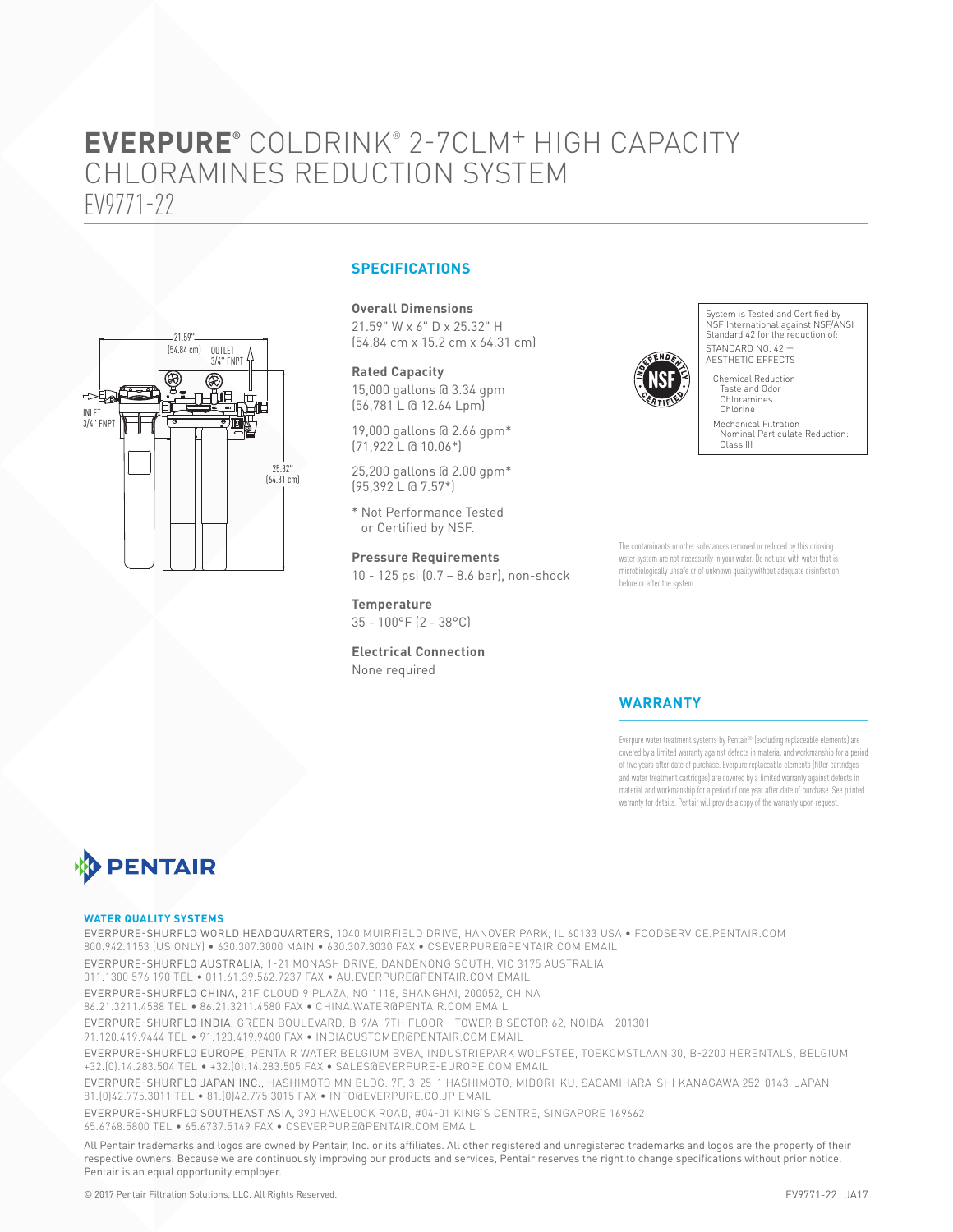# EVERPURE® COLDRINK® 2-7CLM+ HIGH CAPACITY CHLORAMINES REDUCTION SYSTEM

EV9771-22

21.59"
(54.84 cm)
OUTLET
3/4" FNPT
INLET
3/4" FNPT
25.32"
(64.31 cm)

## SPECIFICATIONS

**Overall Dimensions**
21.59" W x 6" D x 25.32" H
(54.84 cm x 15.2 cm x 64.31 cm)

**Rated Capacity**
15,000 gallons @ 3.34 gpm
(56,781 L @ 12.64 Lpm)

19,000 gallons @ 2.66 gpm*
(71,922 L @ 10.06*)

25,200 gallons @ 2.00 gpm*
(95,392 L @ 7.57*)

* Not Performance Tested or Certified by NSF.

**Pressure Requirements**
10 - 125 psi (0.7 – 8.6 bar), non-shock

**Temperature**
35 - 100°F (2 - 38°C)

**Electrical Connection**
None required

System is Tested and Certified by NSF International against NSF/ANSI Standard 42 for the reduction of:

STANDARD NO. 42 — AESTHETIC EFFECTS

- Chemical Reduction
  - Taste and Odor
  - Chloramines
  - Chlorine
- Mechanical Filtration
  - Nominal Particulate Reduction: Class III

The contaminants or other substances removed or reduced by this drinking water system are not necessarily in your water. Do not use with water that is microbiologically unsafe or of unknown quality without adequate disinfection before or after the system.

## WARRANTY

Everpure water treatment systems by Pentair® (excluding replaceable elements) are covered by a limited warranty against defects in material and workmanship for a period of five years after date of purchase. Everpure replaceable elements (filter cartridges and water treatment cartridges) are covered by a limited warranty against defects in material and workmanship for a period of one year after date of purchase. See printed warranty for details. Pentair will provide a copy of the warranty upon request.

PENTAIR

**WATER QUALITY SYSTEMS**

EVERPURE-SHURFLO WORLD HEADQUARTERS, 1040 MUIRFIELD DRIVE, HANOVER PARK, IL 60133 USA • FOODSERVICE.PENTAIR.COM
800.942.1153 (US ONLY) • 630.307.3000 MAIN • 630.307.3030 FAX • CSEVERPURE@PENTAIR.COM EMAIL

EVERPURE-SHURFLO AUSTRALIA, 1-21 MONASH DRIVE, DANDENONG SOUTH, VIC 3175 AUSTRALIA
011.1300 576 190 TEL • 011.61.39.562.7237 FAX • AU.EVERPURE@PENTAIR.COM EMAIL

EVERPURE-SHURFLO CHINA, 21F CLOUD 9 PLAZA, NO 1118, SHANGHAI, 200052, CHINA
86.21.3211.4588 TEL • 86.21.3211.4580 FAX • CHINA.WATER@PENTAIR.COM EMAIL

EVERPURE-SHURFLO INDIA, GREEN BOULEVARD, B-9/A, 7TH FLOOR - TOWER B SECTOR 62, NOIDA - 201301
91.120.419.9444 TEL • 91.120.419.9400 FAX • INDIACUSTOMER@PENTAIR.COM EMAIL

EVERPURE-SHURFLO EUROPE, PENTAIR WATER BELGIUM BVBA, INDUSTRIEPARK WOLFSTEE, TOEKOMSTLAAN 30, B-2200 HERENTALS, BELGIUM
+32.(0).14.283.504 TEL • +32.(0).14.283.505 FAX • SALES@EVERPURE-EUROPE.COM EMAIL

EVERPURE-SHURFLO JAPAN INC., HASHIMOTO MN BLDG. 7F, 3-25-1 HASHIMOTO, MIDORI-KU, SAGAMIHARA-SHI KANAGAWA 252-0143, JAPAN
81.(0)42.775.3011 TEL • 81.(0)42.775.3015 FAX • INFO@EVERPURE.CO.JP EMAIL

EVERPURE-SHURFLO SOUTHEAST ASIA, 390 HAVELOCK ROAD, #04-01 KING'S CENTRE, SINGAPORE 169662
65.6768.5800 TEL • 65.6737.5149 FAX • CSEVERPURE@PENTAIR.COM EMAIL

All Pentair trademarks and logos are owned by Pentair, Inc. or its affiliates. All other registered and unregistered trademarks and logos are the property of their respective owners. Because we are continuously improving our products and services, Pentair reserves the right to change specifications without prior notice. Pentair is an equal opportunity employer.

© 2017 Pentair Filtration Solutions, LLC. All Rights Reserved.

EV9771-22 JA17